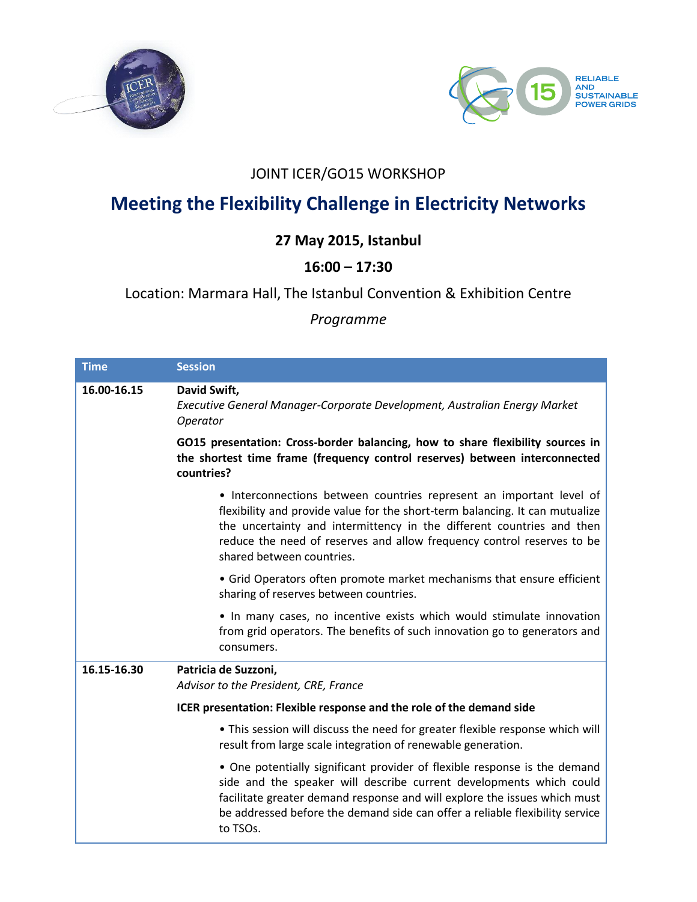JOINT ICER/GO15 WORKSHOP

# Meeting the Flexibility Challenge in Electricity Networks

**27 May 2015, Istanbul**

**16:00 – 17:30**

Location: Marmara Hall, The Istanbul Convention & Exhibition Centre

*Programme*

| Time | Session |
|---|---|
| **16.00-16.15** | **David Swift,**<br>*Executive General Manager-Corporate Development, Australian Energy Market Operator*<br><br>**GO15 presentation: Cross-border balancing, how to share flexibility sources in the shortest time frame (frequency control reserves) between interconnected countries?**<br><br>• Interconnections between countries represent an important level of flexibility and provide value for the short-term balancing. It can mutualize the uncertainty and intermittency in the different countries and then reduce the need of reserves and allow frequency control reserves to be shared between countries.<br><br>• Grid Operators often promote market mechanisms that ensure efficient sharing of reserves between countries.<br><br>• In many cases, no incentive exists which would stimulate innovation from grid operators. The benefits of such innovation go to generators and consumers. |
| **16.15-16.30** | **Patricia de Suzzoni,**<br>*Advisor to the President, CRE, France*<br><br>**ICER presentation: Flexible response and the role of the demand side**<br><br>• This session will discuss the need for greater flexible response which will result from large scale integration of renewable generation.<br><br>• One potentially significant provider of flexible response is the demand side and the speaker will describe current developments which could facilitate greater demand response and will explore the issues which must be addressed before the demand side can offer a reliable flexibility service to TSOs. |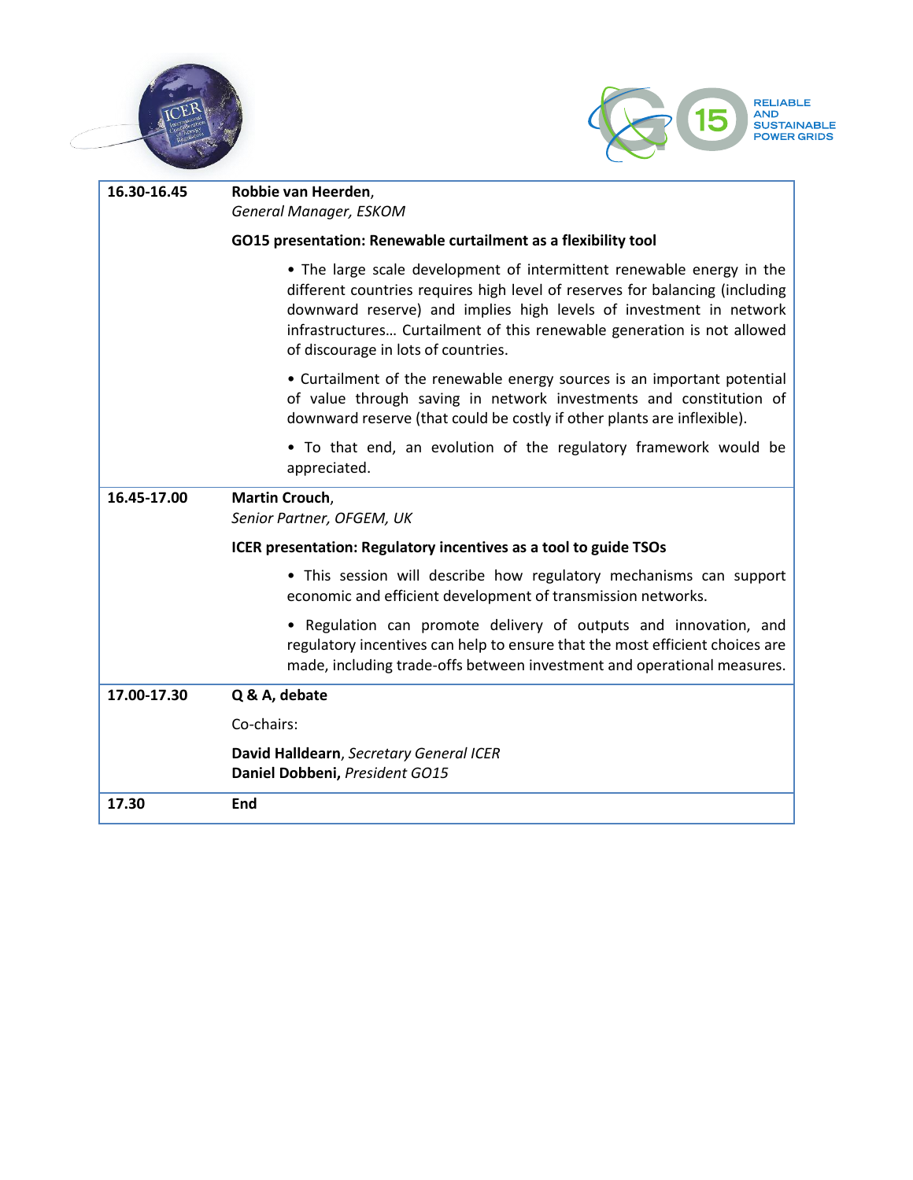| | |
|---|---|
| **16.30-16.45** | **Robbie van Heerden**, *General Manager, ESKOM* <br><br> **GO15 presentation: Renewable curtailment as a flexibility tool** <br><br> • The large scale development of intermittent renewable energy in the different countries requires high level of reserves for balancing (including downward reserve) and implies high levels of investment in network infrastructures… Curtailment of this renewable generation is not allowed of discourage in lots of countries. <br><br> • Curtailment of the renewable energy sources is an important potential of value through saving in network investments and constitution of downward reserve (that could be costly if other plants are inflexible). <br><br> • To that end, an evolution of the regulatory framework would be appreciated. |
| **16.45-17.00** | **Martin Crouch**, *Senior Partner, OFGEM, UK* <br><br> **ICER presentation: Regulatory incentives as a tool to guide TSOs** <br><br> • This session will describe how regulatory mechanisms can support economic and efficient development of transmission networks. <br><br> • Regulation can promote delivery of outputs and innovation, and regulatory incentives can help to ensure that the most efficient choices are made, including trade-offs between investment and operational measures. |
| **17.00-17.30** | **Q & A, debate** <br><br> Co-chairs: <br><br> **David Halldearn**, *Secretary General ICER* <br> **Daniel Dobbeni,** *President GO15* |
| **17.30** | **End** |